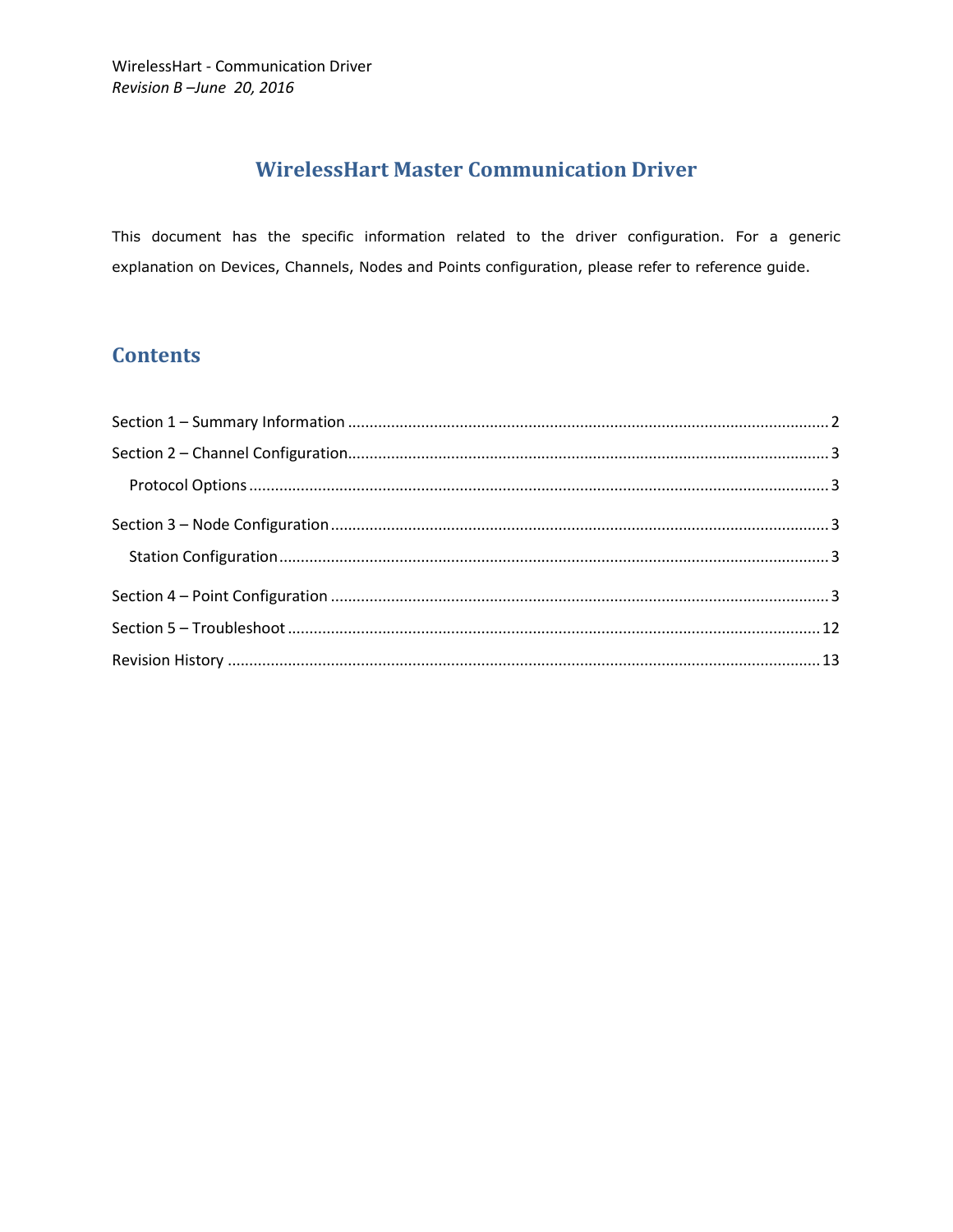WirelessHart - Communication Driver
*Revision B –June 20, 2016*

# WirelessHart Master Communication Driver

This document has the specific information related to the driver configuration. For a generic explanation on Devices, Channels, Nodes and Points configuration, please refer to reference guide.

## Contents

- Section 1 – Summary Information ........ 2
- Section 2 – Channel Configuration ........ 3
  - Protocol Options ........ 3
- Section 3 – Node Configuration ........ 3
  - Station Configuration ........ 3
- Section 4 – Point Configuration ........ 3
- Section 5 – Troubleshoot ........ 12
- Revision History ........ 13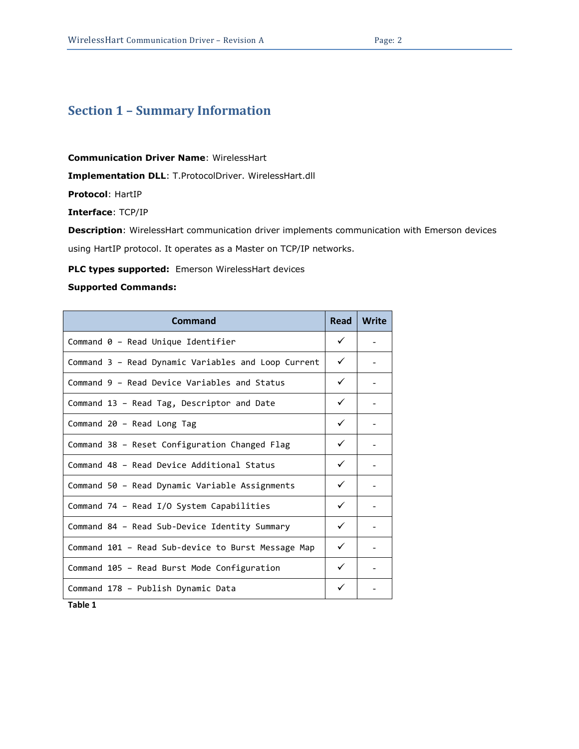# Section 1 – Summary Information

**Communication Driver Name**: WirelessHart

**Implementation DLL**: T.ProtocolDriver. WirelessHart.dll

**Protocol**: HartIP

**Interface**: TCP/IP

**Description**: WirelessHart communication driver implements communication with Emerson devices using HartIP protocol. It operates as a Master on TCP/IP networks.

**PLC types supported:** Emerson WirelessHart devices

**Supported Commands:**

| Command | Read | Write |
|---|---|---|
| Command 0 – Read Unique Identifier | ✓ | - |
| Command 3 – Read Dynamic Variables and Loop Current | ✓ | - |
| Command 9 – Read Device Variables and Status | ✓ | - |
| Command 13 – Read Tag, Descriptor and Date | ✓ | - |
| Command 20 – Read Long Tag | ✓ | - |
| Command 38 – Reset Configuration Changed Flag | ✓ | - |
| Command 48 – Read Device Additional Status | ✓ | - |
| Command 50 – Read Dynamic Variable Assignments | ✓ | - |
| Command 74 – Read I/O System Capabilities | ✓ | - |
| Command 84 – Read Sub-Device Identity Summary | ✓ | - |
| Command 101 – Read Sub-device to Burst Message Map | ✓ | - |
| Command 105 – Read Burst Mode Configuration | ✓ | - |
| Command 178 – Publish Dynamic Data | ✓ | - |

**Table 1**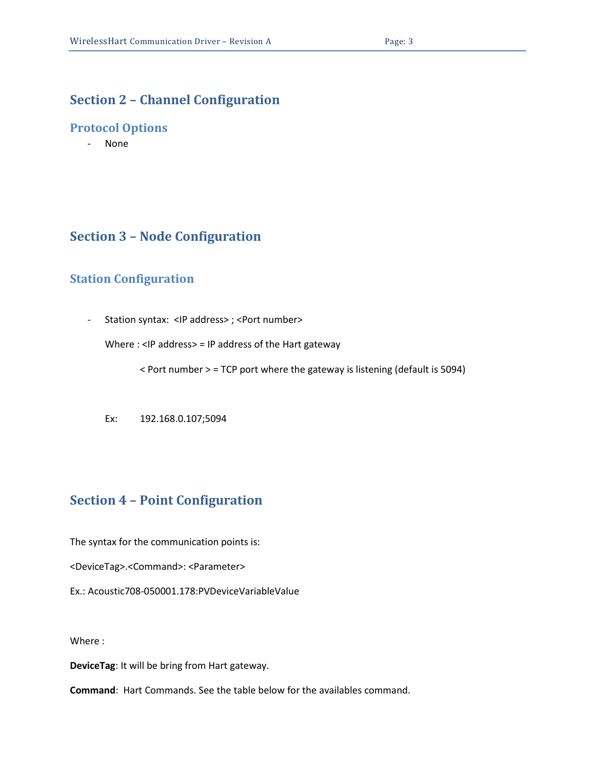## Section 2 – Channel Configuration

### Protocol Options

- None

## Section 3 – Node Configuration

### Station Configuration

- Station syntax: <IP address> ; <Port number>

  Where : <IP address> = IP address of the Hart gateway

  < Port number > = TCP port where the gateway is listening (default is 5094)

  Ex: 192.168.0.107;5094

## Section 4 – Point Configuration

The syntax for the communication points is:

<DeviceTag>.<Command>: <Parameter>

Ex.: Acoustic708-050001.178:PVDeviceVariableValue

Where :

**DeviceTag**: It will be bring from Hart gateway.

**Command**: Hart Commands. See the table below for the availables command.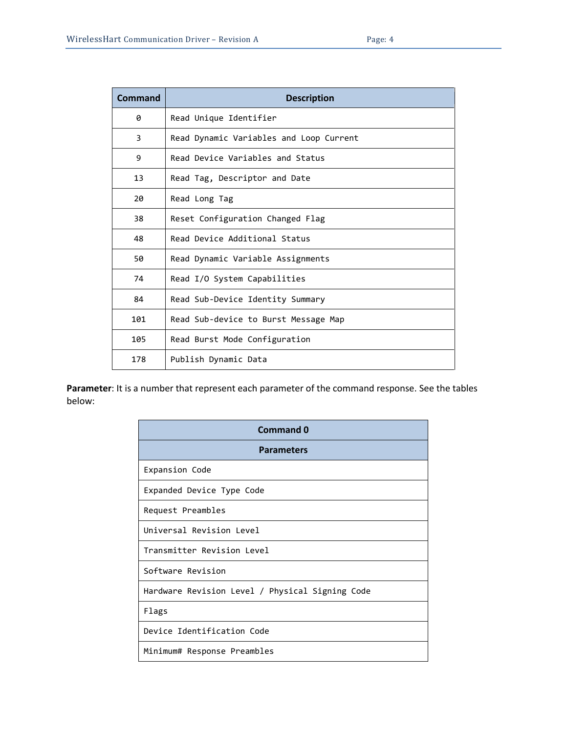| Command | Description |
| --- | --- |
| 0 | Read Unique Identifier |
| 3 | Read Dynamic Variables and Loop Current |
| 9 | Read Device Variables and Status |
| 13 | Read Tag, Descriptor and Date |
| 20 | Read Long Tag |
| 38 | Reset Configuration Changed Flag |
| 48 | Read Device Additional Status |
| 50 | Read Dynamic Variable Assignments |
| 74 | Read I/O System Capabilities |
| 84 | Read Sub-Device Identity Summary |
| 101 | Read Sub-device to Burst Message Map |
| 105 | Read Burst Mode Configuration |
| 178 | Publish Dynamic Data |

**Parameter**: It is a number that represent each parameter of the command response. See the tables below:

| Command 0 |
| --- |
| **Parameters** |
| Expansion Code |
| Expanded Device Type Code |
| Request Preambles |
| Universal Revision Level |
| Transmitter Revision Level |
| Software Revision |
| Hardware Revision Level / Physical Signing Code |
| Flags |
| Device Identification Code |
| Minimum# Response Preambles |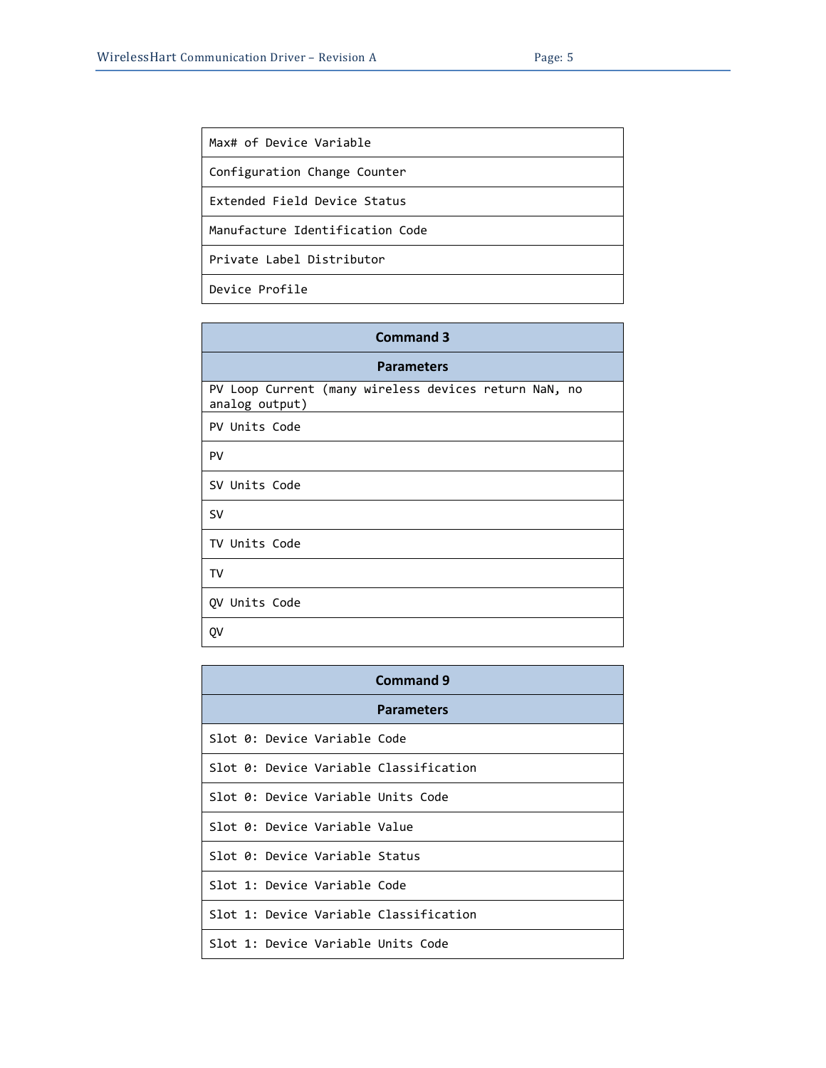| |
|---|
| Max# of Device Variable |
| Configuration Change Counter |
| Extended Field Device Status |
| Manufacture Identification Code |
| Private Label Distributor |
| Device Profile |

| **Command 3** |
|---|
| **Parameters** |
| PV Loop Current (many wireless devices return NaN, no analog output) |
| PV Units Code |
| PV |
| SV Units Code |
| SV |
| TV Units Code |
| TV |
| QV Units Code |
| QV |

| **Command 9** |
|---|
| **Parameters** |
| Slot 0: Device Variable Code |
| Slot 0: Device Variable Classification |
| Slot 0: Device Variable Units Code |
| Slot 0: Device Variable Value |
| Slot 0: Device Variable Status |
| Slot 1: Device Variable Code |
| Slot 1: Device Variable Classification |
| Slot 1: Device Variable Units Code |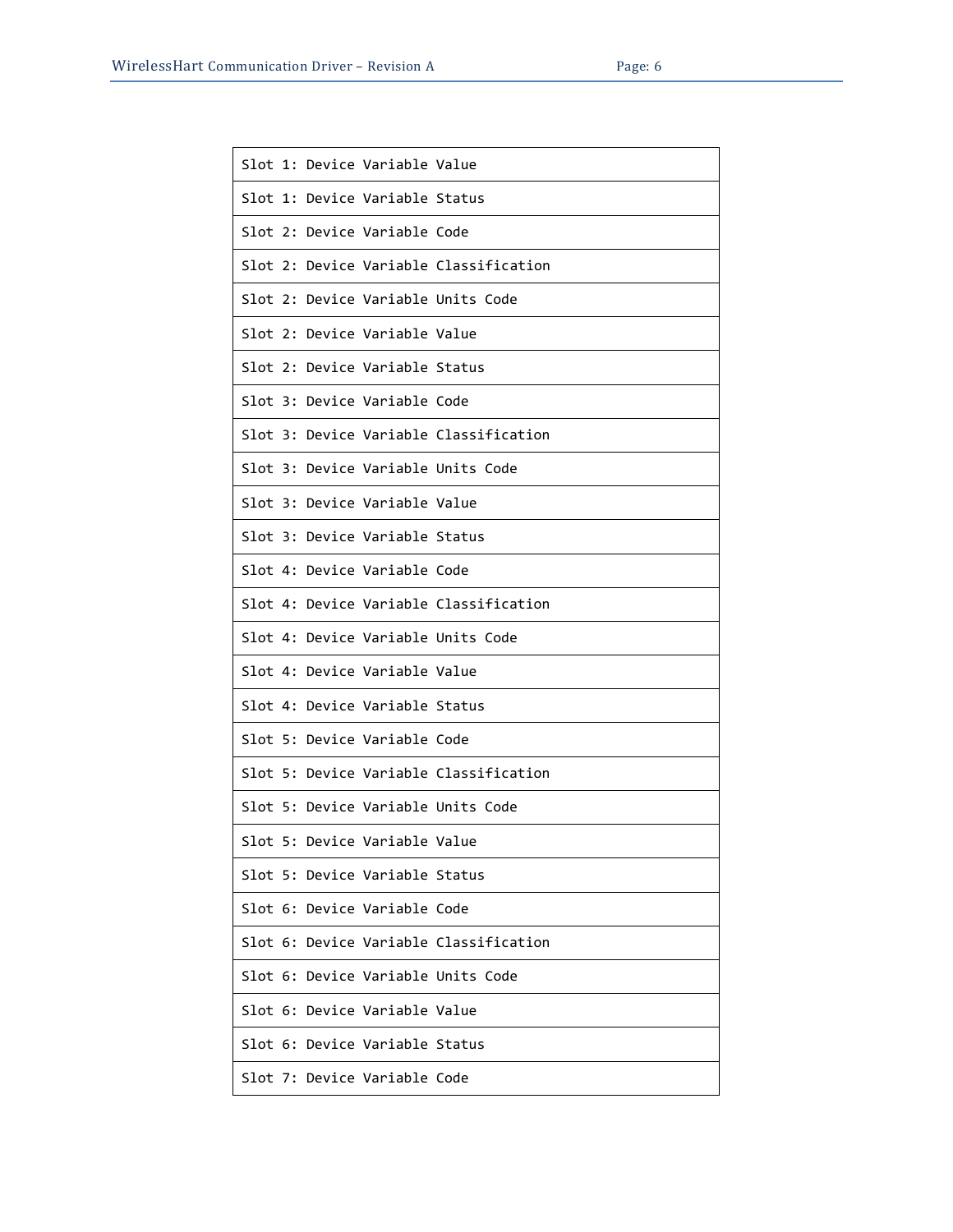| Slot 1: Device Variable Value |
|---|
| Slot 1: Device Variable Status |
| Slot 2: Device Variable Code |
| Slot 2: Device Variable Classification |
| Slot 2: Device Variable Units Code |
| Slot 2: Device Variable Value |
| Slot 2: Device Variable Status |
| Slot 3: Device Variable Code |
| Slot 3: Device Variable Classification |
| Slot 3: Device Variable Units Code |
| Slot 3: Device Variable Value |
| Slot 3: Device Variable Status |
| Slot 4: Device Variable Code |
| Slot 4: Device Variable Classification |
| Slot 4: Device Variable Units Code |
| Slot 4: Device Variable Value |
| Slot 4: Device Variable Status |
| Slot 5: Device Variable Code |
| Slot 5: Device Variable Classification |
| Slot 5: Device Variable Units Code |
| Slot 5: Device Variable Value |
| Slot 5: Device Variable Status |
| Slot 6: Device Variable Code |
| Slot 6: Device Variable Classification |
| Slot 6: Device Variable Units Code |
| Slot 6: Device Variable Value |
| Slot 6: Device Variable Status |
| Slot 7: Device Variable Code |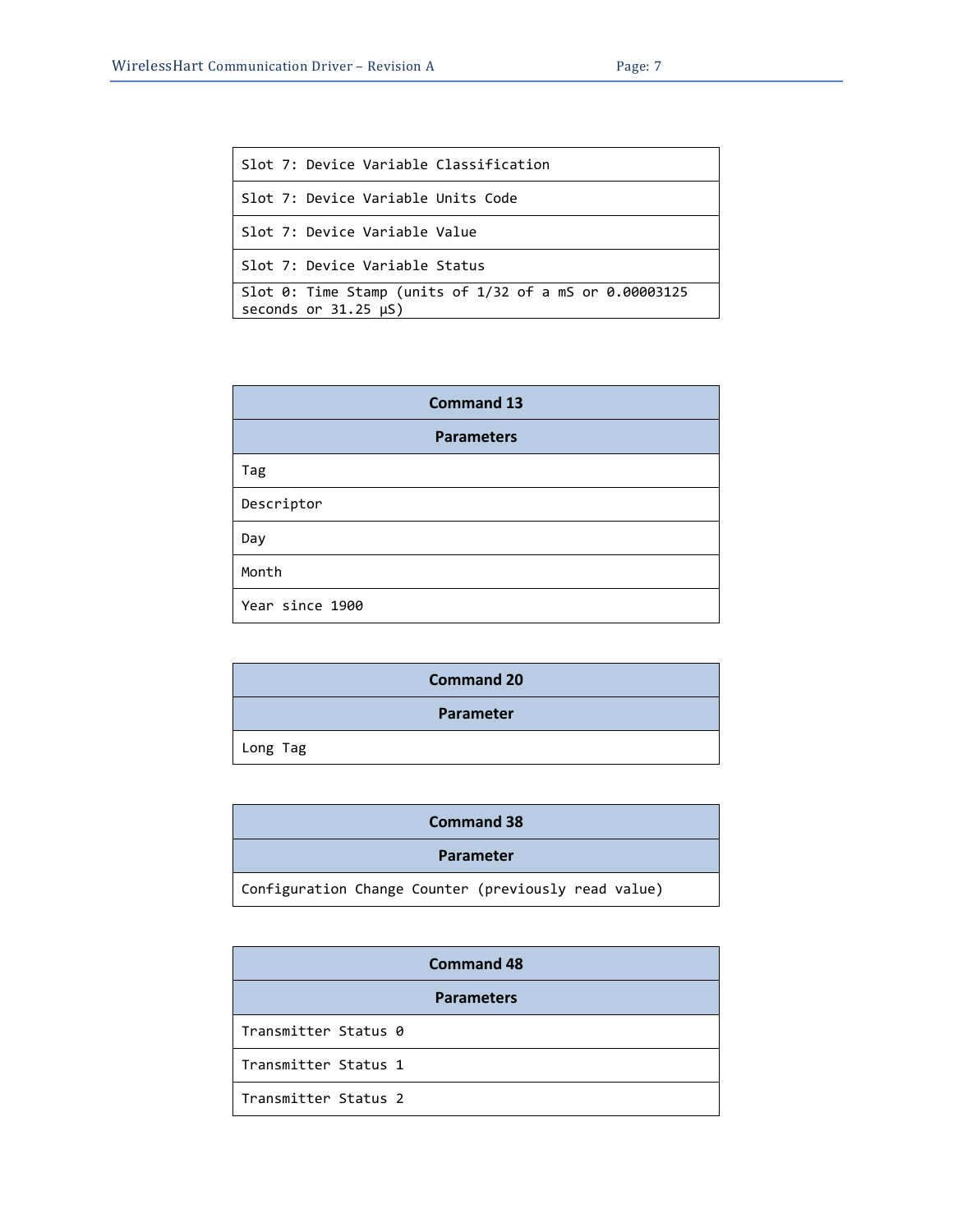| |
|---|
| Slot 7: Device Variable Classification |
| Slot 7: Device Variable Units Code |
| Slot 7: Device Variable Value |
| Slot 7: Device Variable Status |
| Slot 0: Time Stamp (units of 1/32 of a mS or 0.00003125 seconds or 31.25 µS) |

| Command 13 |
|---|
| **Parameters** |
| Tag |
| Descriptor |
| Day |
| Month |
| Year since 1900 |

| Command 20 |
|---|
| **Parameter** |
| Long Tag |

| Command 38 |
|---|
| **Parameter** |
| Configuration Change Counter (previously read value) |

| Command 48 |
|---|
| **Parameters** |
| Transmitter Status 0 |
| Transmitter Status 1 |
| Transmitter Status 2 |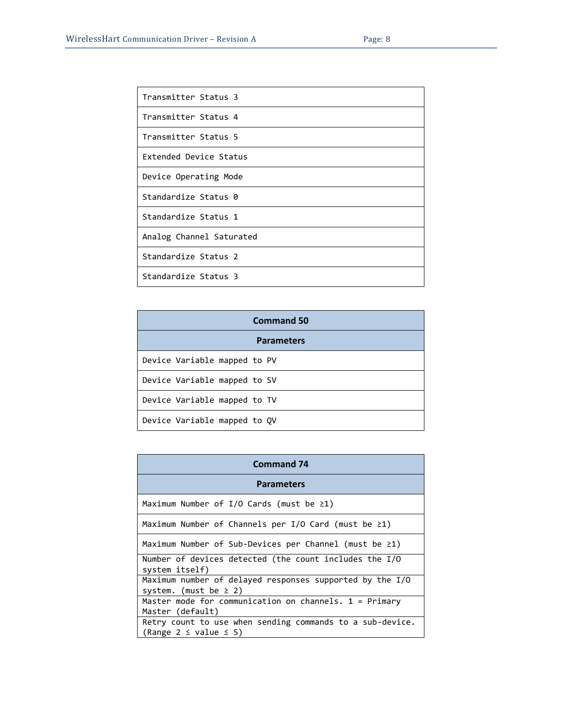| Transmitter Status 3 |
|---|
| Transmitter Status 4 |
| Transmitter Status 5 |
| Extended Device Status |
| Device Operating Mode |
| Standardize Status 0 |
| Standardize Status 1 |
| Analog Channel Saturated |
| Standardize Status 2 |
| Standardize Status 3 |

| **Command 50** |
|---|
| **Parameters** |
| Device Variable mapped to PV |
| Device Variable mapped to SV |
| Device Variable mapped to TV |
| Device Variable mapped to QV |

| **Command 74** |
|---|
| **Parameters** |
| Maximum Number of I/O Cards (must be ≥1) |
| Maximum Number of Channels per I/O Card (must be ≥1) |
| Maximum Number of Sub-Devices per Channel (must be ≥1) |
| Number of devices detected (the count includes the I/O system itself) |
| Maximum number of delayed responses supported by the I/O system. (must be ≥ 2) |
| Master mode for communication on channels. 1 = Primary Master (default) |
| Retry count to use when sending commands to a sub-device. (Range 2 ≤ value ≤ 5) |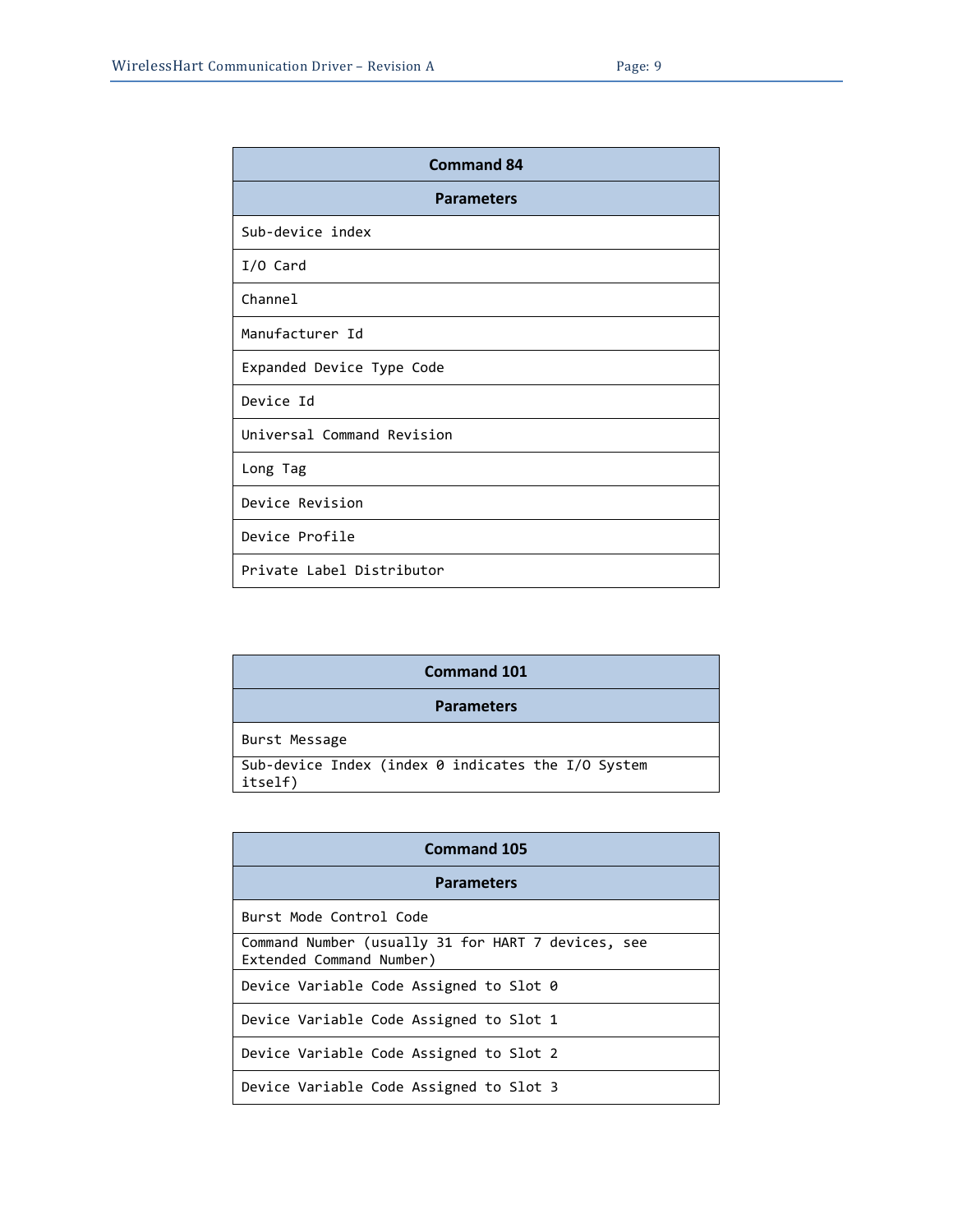| Command 84 |
| --- |
| **Parameters** |
| Sub-device index |
| I/O Card |
| Channel |
| Manufacturer Id |
| Expanded Device Type Code |
| Device Id |
| Universal Command Revision |
| Long Tag |
| Device Revision |
| Device Profile |
| Private Label Distributor |

| Command 101 |
| --- |
| **Parameters** |
| Burst Message |
| Sub-device Index (index 0 indicates the I/O System itself) |

| Command 105 |
| --- |
| **Parameters** |
| Burst Mode Control Code |
| Command Number (usually 31 for HART 7 devices, see Extended Command Number) |
| Device Variable Code Assigned to Slot 0 |
| Device Variable Code Assigned to Slot 1 |
| Device Variable Code Assigned to Slot 2 |
| Device Variable Code Assigned to Slot 3 |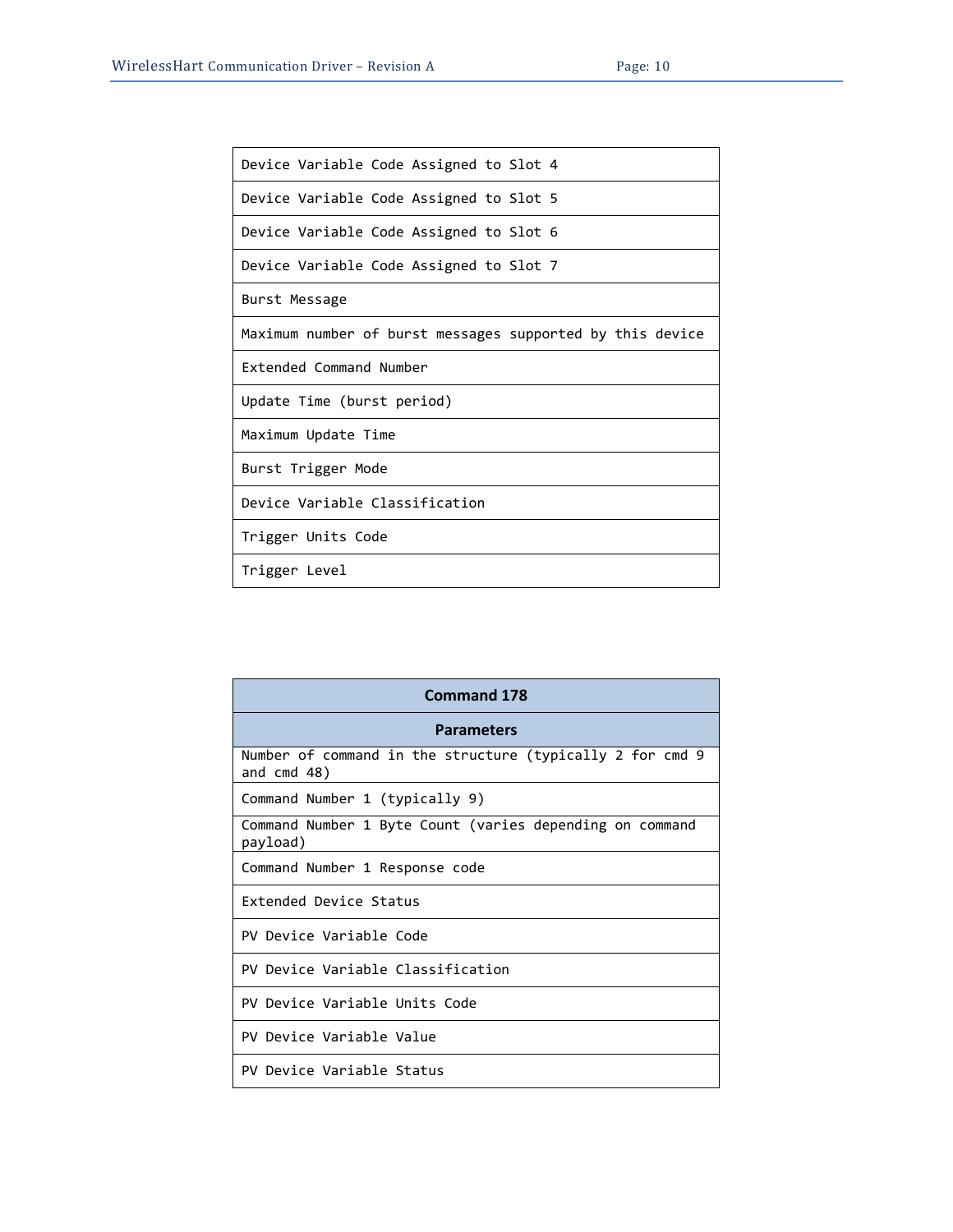| Device Variable Code Assigned to Slot 4 |
|---|
| Device Variable Code Assigned to Slot 5 |
| Device Variable Code Assigned to Slot 6 |
| Device Variable Code Assigned to Slot 7 |
| Burst Message |
| Maximum number of burst messages supported by this device |
| Extended Command Number |
| Update Time (burst period) |
| Maximum Update Time |
| Burst Trigger Mode |
| Device Variable Classification |
| Trigger Units Code |
| Trigger Level |

| Command 178 |
|---|
| **Parameters** |
| Number of command in the structure (typically 2 for cmd 9 and cmd 48) |
| Command Number 1 (typically 9) |
| Command Number 1 Byte Count (varies depending on command payload) |
| Command Number 1 Response code |
| Extended Device Status |
| PV Device Variable Code |
| PV Device Variable Classification |
| PV Device Variable Units Code |
| PV Device Variable Value |
| PV Device Variable Status |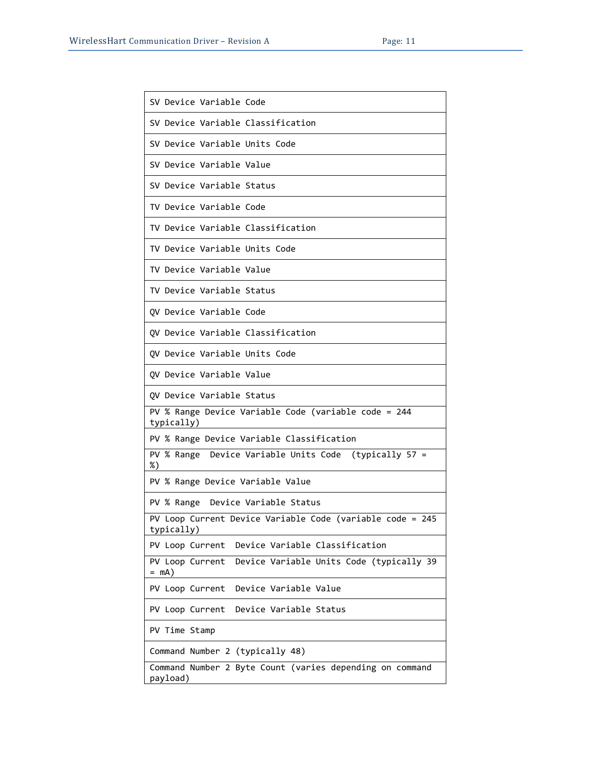| SV Device Variable Code |
| --- |
| SV Device Variable Classification |
| SV Device Variable Units Code |
| SV Device Variable Value |
| SV Device Variable Status |
| TV Device Variable Code |
| TV Device Variable Classification |
| TV Device Variable Units Code |
| TV Device Variable Value |
| TV Device Variable Status |
| QV Device Variable Code |
| QV Device Variable Classification |
| QV Device Variable Units Code |
| QV Device Variable Value |
| QV Device Variable Status |
| PV % Range Device Variable Code (variable code = 244 typically) |
| PV % Range Device Variable Classification |
| PV % Range Device Variable Units Code (typically 57 = %) |
| PV % Range Device Variable Value |
| PV % Range Device Variable Status |
| PV Loop Current Device Variable Code (variable code = 245 typically) |
| PV Loop Current Device Variable Classification |
| PV Loop Current Device Variable Units Code (typically 39 = mA) |
| PV Loop Current Device Variable Value |
| PV Loop Current Device Variable Status |
| PV Time Stamp |
| Command Number 2 (typically 48) |
| Command Number 2 Byte Count (varies depending on command payload) |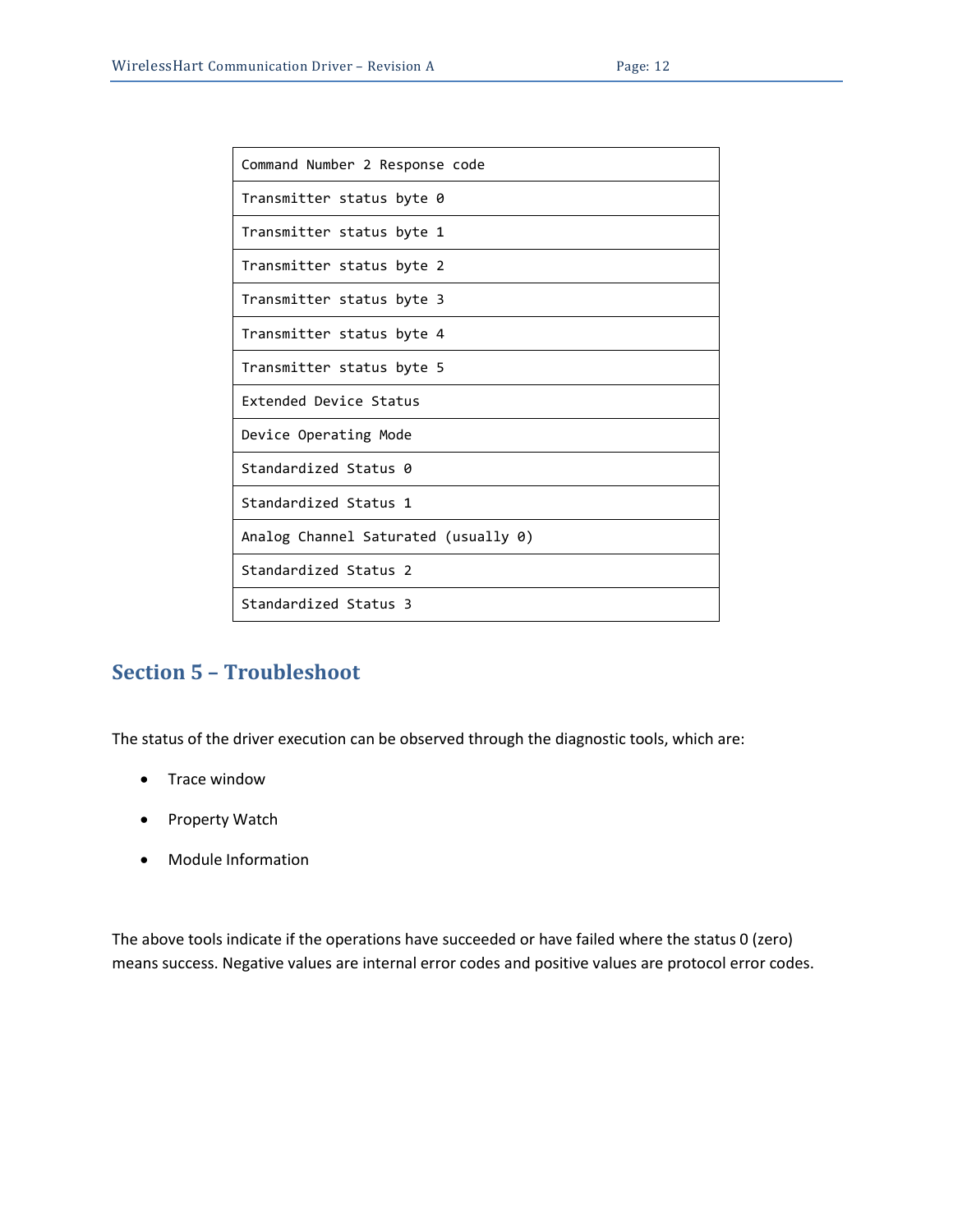| Command Number 2 Response code |
|---|
| Transmitter status byte 0 |
| Transmitter status byte 1 |
| Transmitter status byte 2 |
| Transmitter status byte 3 |
| Transmitter status byte 4 |
| Transmitter status byte 5 |
| Extended Device Status |
| Device Operating Mode |
| Standardized Status 0 |
| Standardized Status 1 |
| Analog Channel Saturated (usually 0) |
| Standardized Status 2 |
| Standardized Status 3 |

## Section 5 – Troubleshoot

The status of the driver execution can be observed through the diagnostic tools, which are:

- Trace window
- Property Watch
- Module Information

The above tools indicate if the operations have succeeded or have failed where the status 0 (zero) means success. Negative values are internal error codes and positive values are protocol error codes.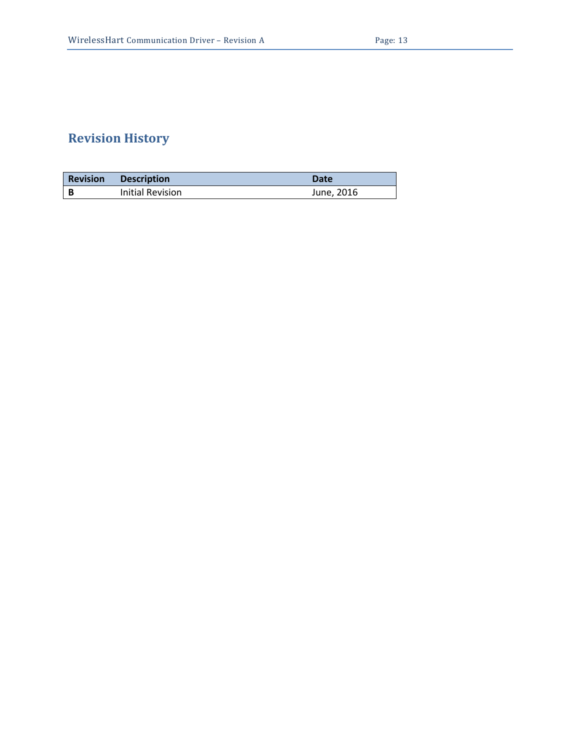# Revision History

| Revision | Description | Date |
| --- | --- | --- |
| **B** | Initial Revision | June, 2016 |